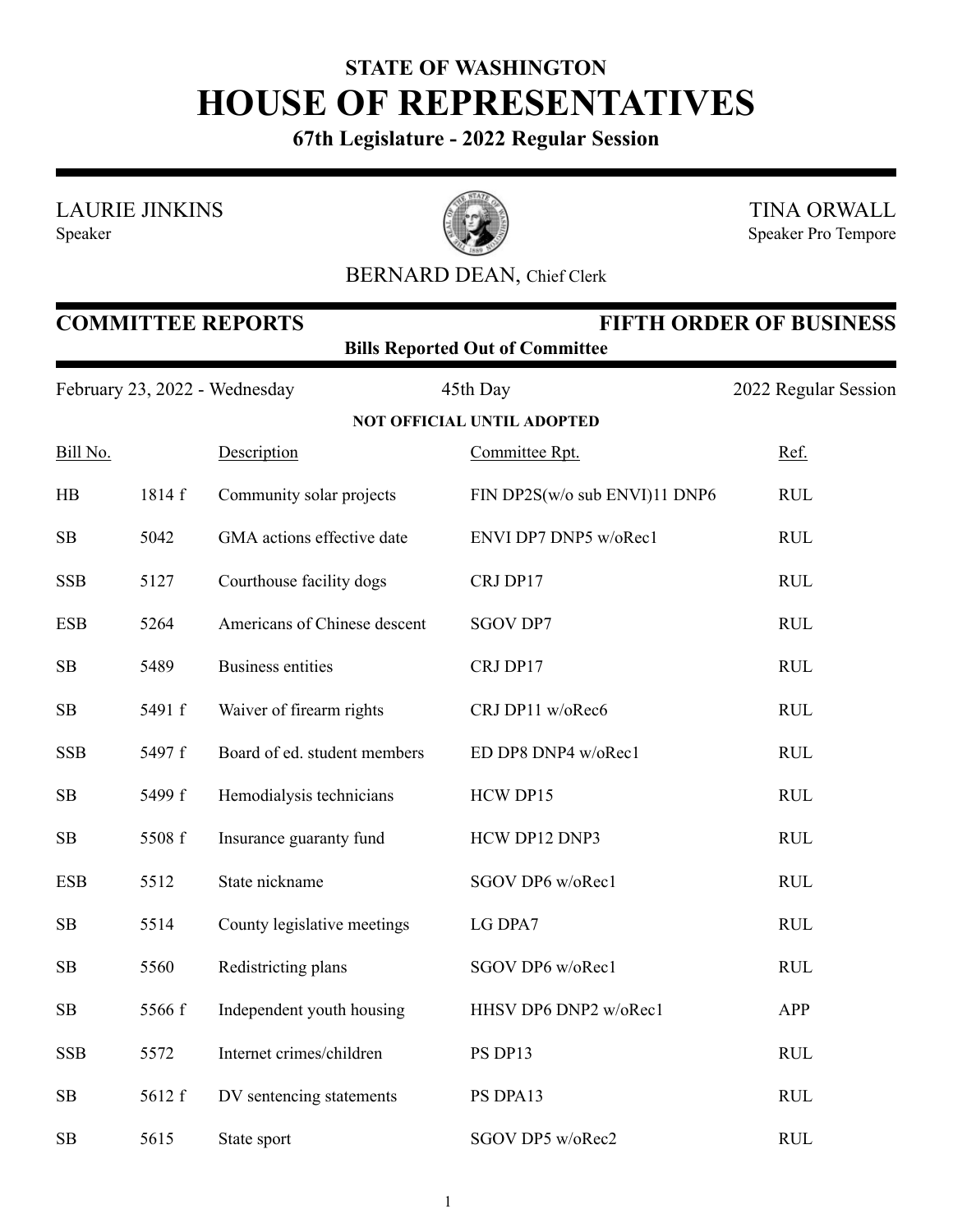# STATE OF WASHINGTON
# HOUSE OF REPRESENTATIVES

**67th Legislature - 2022 Regular Session**

LAURIE JINKINS
Speaker

TINA ORWALL
Speaker Pro Tempore

BERNARD DEAN, Chief Clerk

## COMMITTEE REPORTS — FIFTH ORDER OF BUSINESS

**Bills Reported Out of Committee**

February 23, 2022 - Wednesday — 45th Day — 2022 Regular Session

**NOT OFFICIAL UNTIL ADOPTED**

| Bill No. | | Description | Committee Rpt. | Ref. |
|---|---|---|---|---|
| HB | 1814 f | Community solar projects | FIN DP2S(w/o sub ENVI)11 DNP6 | RUL |
| SB | 5042 | GMA actions effective date | ENVI DP7 DNP5 w/oRec1 | RUL |
| SSB | 5127 | Courthouse facility dogs | CRJ DP17 | RUL |
| ESB | 5264 | Americans of Chinese descent | SGOV DP7 | RUL |
| SB | 5489 | Business entities | CRJ DP17 | RUL |
| SB | 5491 f | Waiver of firearm rights | CRJ DP11 w/oRec6 | RUL |
| SSB | 5497 f | Board of ed. student members | ED DP8 DNP4 w/oRec1 | RUL |
| SB | 5499 f | Hemodialysis technicians | HCW DP15 | RUL |
| SB | 5508 f | Insurance guaranty fund | HCW DP12 DNP3 | RUL |
| ESB | 5512 | State nickname | SGOV DP6 w/oRec1 | RUL |
| SB | 5514 | County legislative meetings | LG DPA7 | RUL |
| SB | 5560 | Redistricting plans | SGOV DP6 w/oRec1 | RUL |
| SB | 5566 f | Independent youth housing | HHSV DP6 DNP2 w/oRec1 | APP |
| SSB | 5572 | Internet crimes/children | PS DP13 | RUL |
| SB | 5612 f | DV sentencing statements | PS DPA13 | RUL |
| SB | 5615 | State sport | SGOV DP5 w/oRec2 | RUL |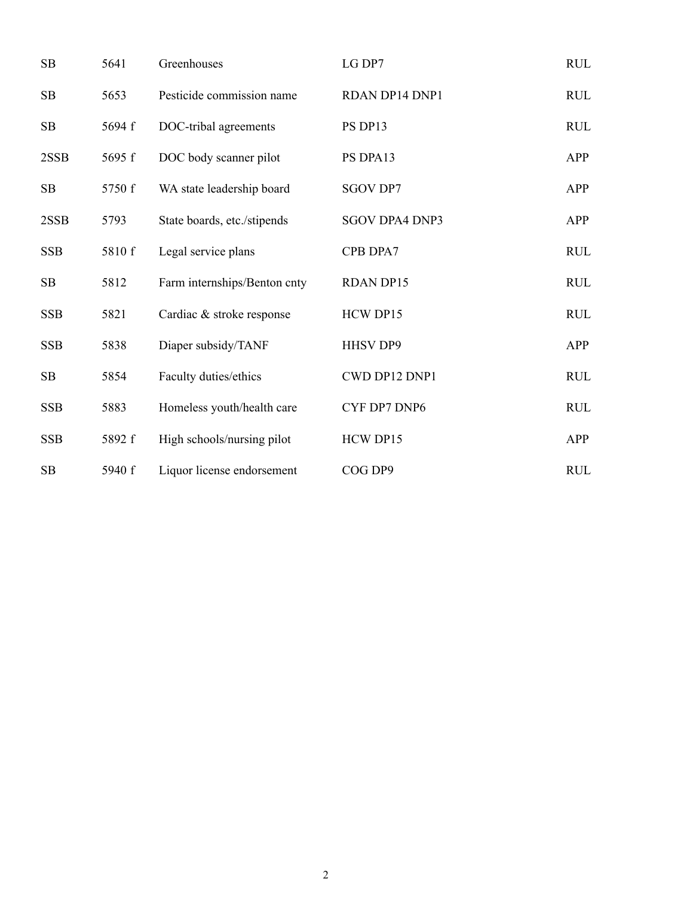| | | | | |
|---|---|---|---|---|
| SB | 5641 | Greenhouses | LG DP7 | RUL |
| SB | 5653 | Pesticide commission name | RDAN DP14 DNP1 | RUL |
| SB | 5694 f | DOC-tribal agreements | PS DP13 | RUL |
| 2SSB | 5695 f | DOC body scanner pilot | PS DPA13 | APP |
| SB | 5750 f | WA state leadership board | SGOV DP7 | APP |
| 2SSB | 5793 | State boards, etc./stipends | SGOV DPA4 DNP3 | APP |
| SSB | 5810 f | Legal service plans | CPB DPA7 | RUL |
| SB | 5812 | Farm internships/Benton cnty | RDAN DP15 | RUL |
| SSB | 5821 | Cardiac & stroke response | HCW DP15 | RUL |
| SSB | 5838 | Diaper subsidy/TANF | HHSV DP9 | APP |
| SB | 5854 | Faculty duties/ethics | CWD DP12 DNP1 | RUL |
| SSB | 5883 | Homeless youth/health care | CYF DP7 DNP6 | RUL |
| SSB | 5892 f | High schools/nursing pilot | HCW DP15 | APP |
| SB | 5940 f | Liquor license endorsement | COG DP9 | RUL |